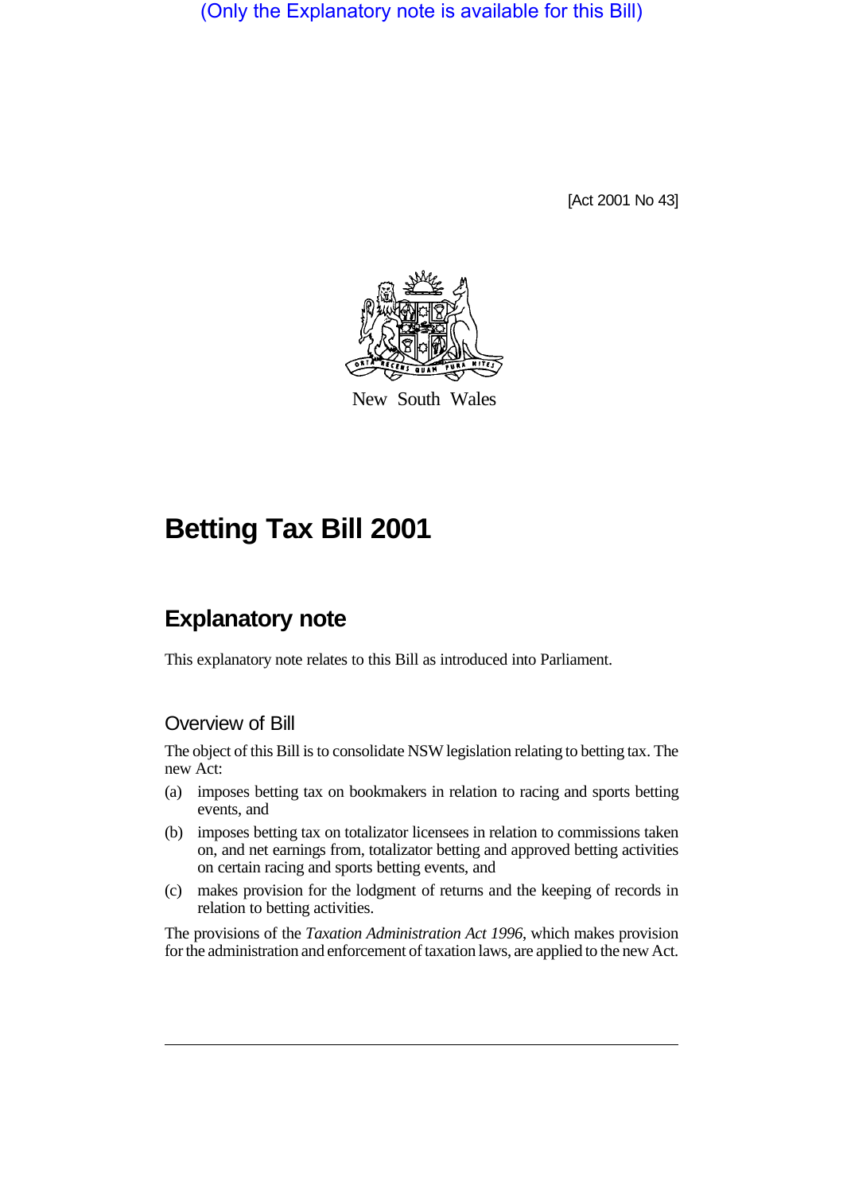(Only the Explanatory note is available for this Bill)

[Act 2001 No 43]

New South Wales

# Betting Tax Bill 2001

## Explanatory note

This explanatory note relates to this Bill as introduced into Parliament.

### Overview of Bill

The object of this Bill is to consolidate NSW legislation relating to betting tax. The new Act:

(a) imposes betting tax on bookmakers in relation to racing and sports betting events, and

(b) imposes betting tax on totalizator licensees in relation to commissions taken on, and net earnings from, totalizator betting and approved betting activities on certain racing and sports betting events, and

(c) makes provision for the lodgment of returns and the keeping of records in relation to betting activities.

The provisions of the *Taxation Administration Act 1996*, which makes provision for the administration and enforcement of taxation laws, are applied to the new Act.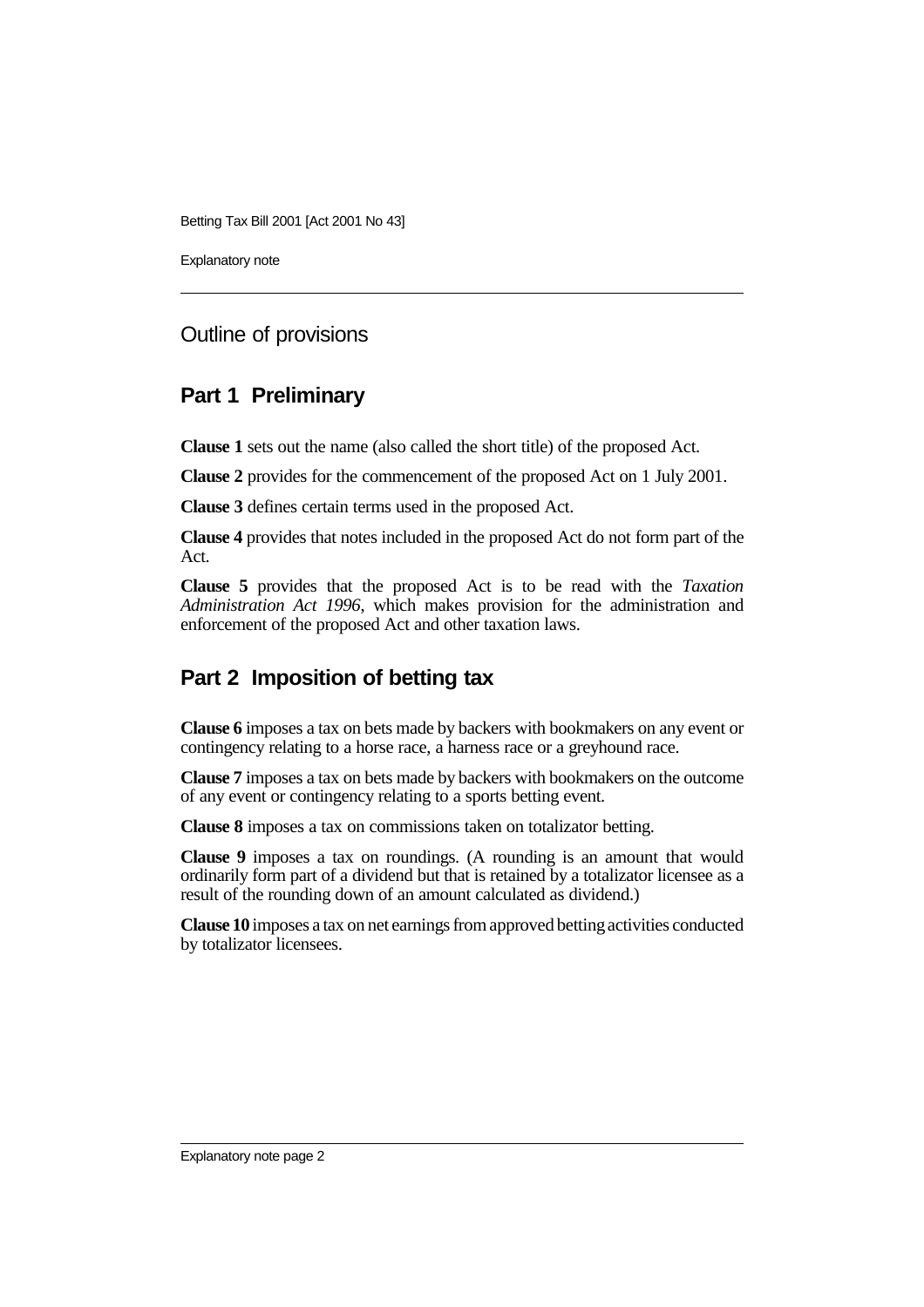## Outline of provisions

## Part 1 Preliminary

**Clause 1** sets out the name (also called the short title) of the proposed Act.

**Clause 2** provides for the commencement of the proposed Act on 1 July 2001.

**Clause 3** defines certain terms used in the proposed Act.

**Clause 4** provides that notes included in the proposed Act do not form part of the Act.

**Clause 5** provides that the proposed Act is to be read with the *Taxation Administration Act 1996*, which makes provision for the administration and enforcement of the proposed Act and other taxation laws.

## Part 2 Imposition of betting tax

**Clause 6** imposes a tax on bets made by backers with bookmakers on any event or contingency relating to a horse race, a harness race or a greyhound race.

**Clause 7** imposes a tax on bets made by backers with bookmakers on the outcome of any event or contingency relating to a sports betting event.

**Clause 8** imposes a tax on commissions taken on totalizator betting.

**Clause 9** imposes a tax on roundings. (A rounding is an amount that would ordinarily form part of a dividend but that is retained by a totalizator licensee as a result of the rounding down of an amount calculated as dividend.)

**Clause 10** imposes a tax on net earnings from approved betting activities conducted by totalizator licensees.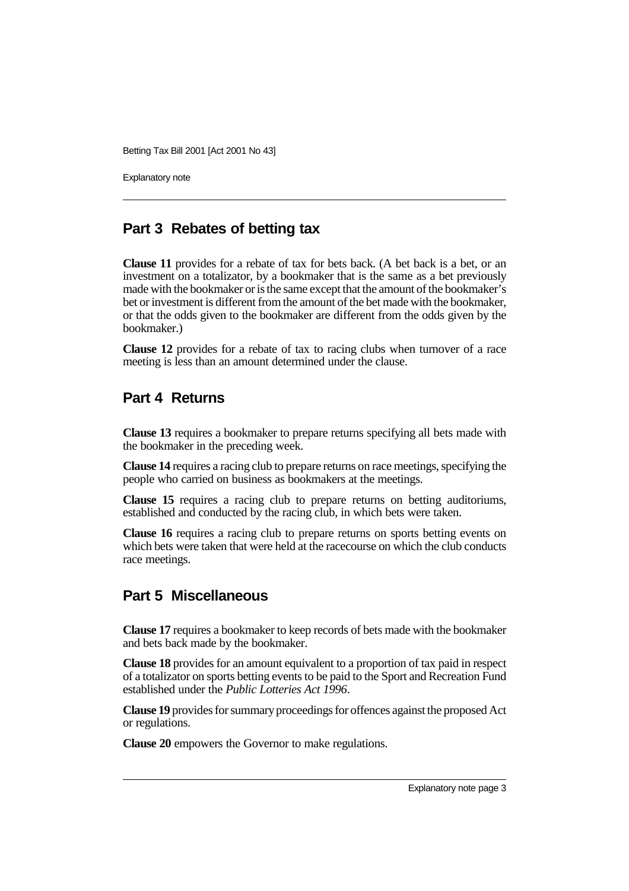## Part 3 Rebates of betting tax

**Clause 11** provides for a rebate of tax for bets back. (A bet back is a bet, or an investment on a totalizator, by a bookmaker that is the same as a bet previously made with the bookmaker or is the same except that the amount of the bookmaker's bet or investment is different from the amount of the bet made with the bookmaker, or that the odds given to the bookmaker are different from the odds given by the bookmaker.)

**Clause 12** provides for a rebate of tax to racing clubs when turnover of a race meeting is less than an amount determined under the clause.

## Part 4 Returns

**Clause 13** requires a bookmaker to prepare returns specifying all bets made with the bookmaker in the preceding week.

**Clause 14** requires a racing club to prepare returns on race meetings, specifying the people who carried on business as bookmakers at the meetings.

**Clause 15** requires a racing club to prepare returns on betting auditoriums, established and conducted by the racing club, in which bets were taken.

**Clause 16** requires a racing club to prepare returns on sports betting events on which bets were taken that were held at the racecourse on which the club conducts race meetings.

## Part 5 Miscellaneous

**Clause 17** requires a bookmaker to keep records of bets made with the bookmaker and bets back made by the bookmaker.

**Clause 18** provides for an amount equivalent to a proportion of tax paid in respect of a totalizator on sports betting events to be paid to the Sport and Recreation Fund established under the *Public Lotteries Act 1996*.

**Clause 19** provides for summary proceedings for offences against the proposed Act or regulations.

**Clause 20** empowers the Governor to make regulations.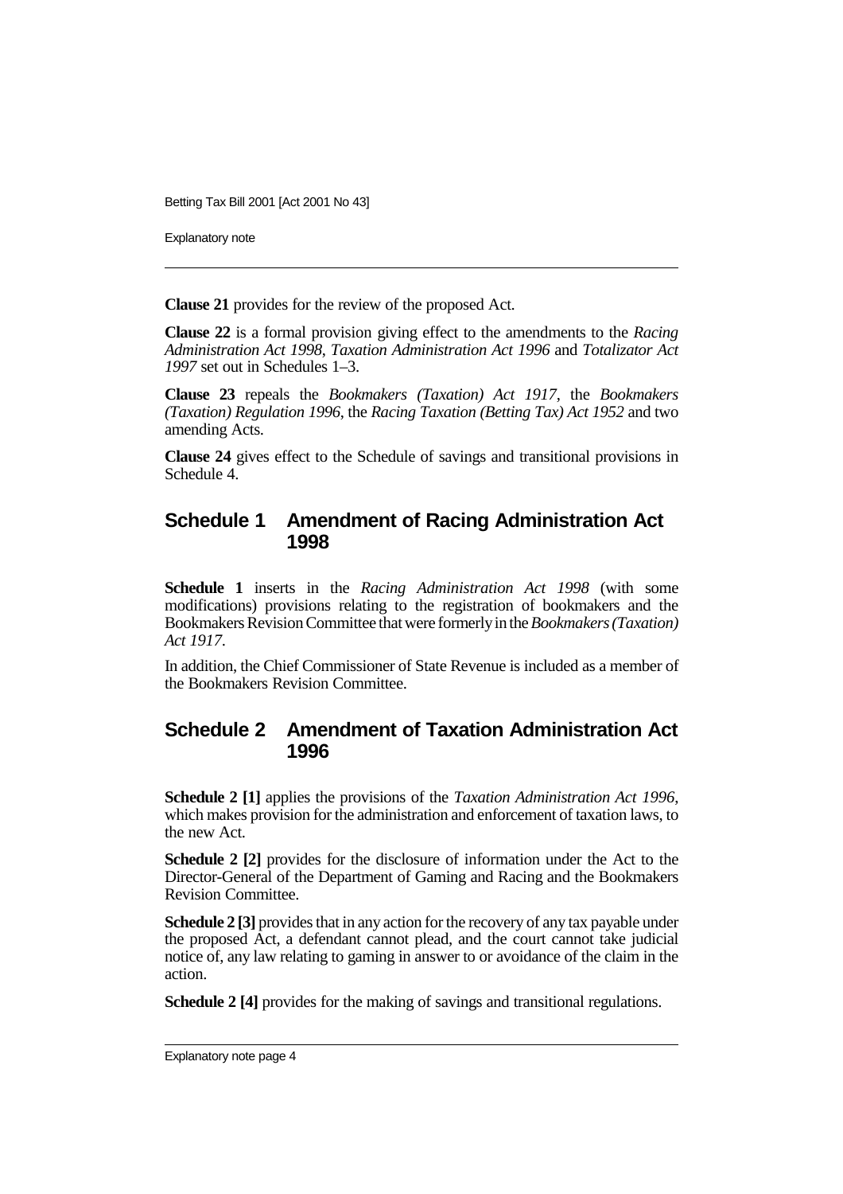**Clause 21** provides for the review of the proposed Act.

**Clause 22** is a formal provision giving effect to the amendments to the *Racing Administration Act 1998*, *Taxation Administration Act 1996* and *Totalizator Act 1997* set out in Schedules 1–3.

**Clause 23** repeals the *Bookmakers (Taxation) Act 1917*, the *Bookmakers (Taxation) Regulation 1996*, the *Racing Taxation (Betting Tax) Act 1952* and two amending Acts.

**Clause 24** gives effect to the Schedule of savings and transitional provisions in Schedule 4.

## Schedule 1 Amendment of Racing Administration Act 1998

**Schedule 1** inserts in the *Racing Administration Act 1998* (with some modifications) provisions relating to the registration of bookmakers and the Bookmakers Revision Committee that were formerly in the *Bookmakers (Taxation) Act 1917*.

In addition, the Chief Commissioner of State Revenue is included as a member of the Bookmakers Revision Committee.

## Schedule 2 Amendment of Taxation Administration Act 1996

**Schedule 2 [1]** applies the provisions of the *Taxation Administration Act 1996*, which makes provision for the administration and enforcement of taxation laws, to the new Act.

**Schedule 2 [2]** provides for the disclosure of information under the Act to the Director-General of the Department of Gaming and Racing and the Bookmakers Revision Committee.

**Schedule 2 [3]** provides that in any action for the recovery of any tax payable under the proposed Act, a defendant cannot plead, and the court cannot take judicial notice of, any law relating to gaming in answer to or avoidance of the claim in the action.

**Schedule 2 [4]** provides for the making of savings and transitional regulations.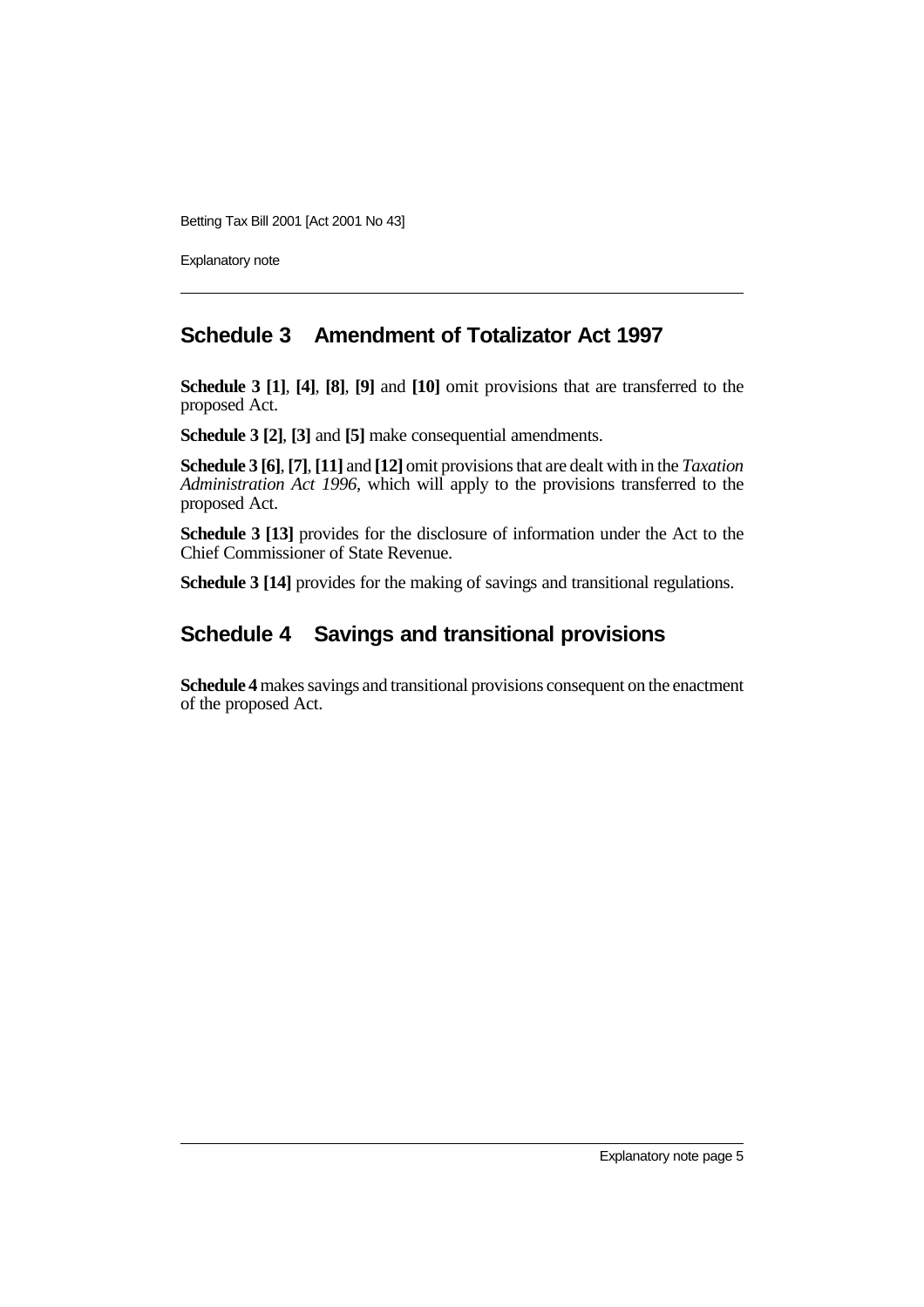## Schedule 3 Amendment of Totalizator Act 1997

**Schedule 3 [1]**, **[4]**, **[8]**, **[9]** and **[10]** omit provisions that are transferred to the proposed Act.

**Schedule 3 [2]**, **[3]** and **[5]** make consequential amendments.

**Schedule 3 [6]**, **[7]**, **[11]** and **[12]** omit provisions that are dealt with in the *Taxation Administration Act 1996*, which will apply to the provisions transferred to the proposed Act.

**Schedule 3 [13]** provides for the disclosure of information under the Act to the Chief Commissioner of State Revenue.

**Schedule 3 [14]** provides for the making of savings and transitional regulations.

## Schedule 4 Savings and transitional provisions

**Schedule 4** makes savings and transitional provisions consequent on the enactment of the proposed Act.